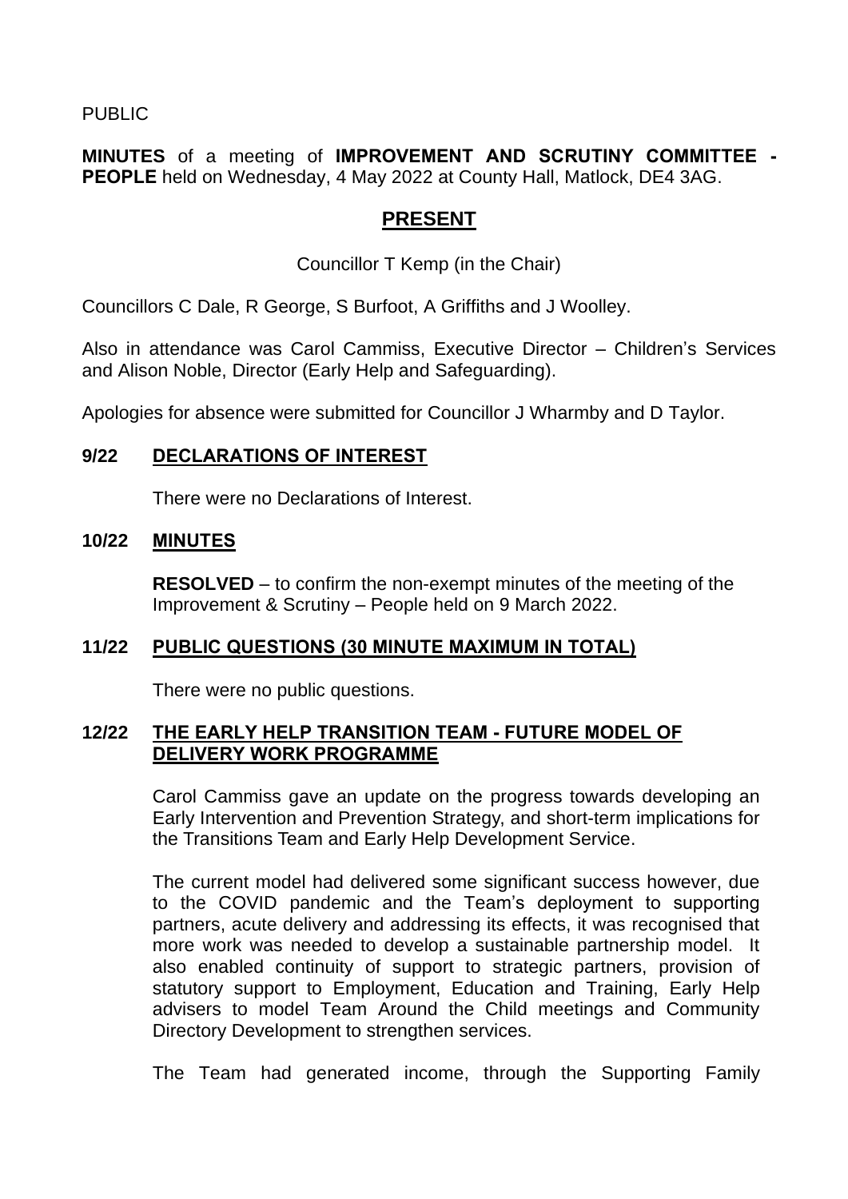PUBLIC

**MINUTES** of a meeting of **IMPROVEMENT AND SCRUTINY COMMITTEE - PEOPLE** held on Wednesday, 4 May 2022 at County Hall, Matlock, DE4 3AG.

## PRESENT

Councillor T Kemp (in the Chair)

Councillors C Dale, R George, S Burfoot, A Griffiths and J Woolley.

Also in attendance was Carol Cammiss, Executive Director – Children's Services and Alison Noble, Director (Early Help and Safeguarding).

Apologies for absence were submitted for Councillor J Wharmby and D Taylor.

### 9/22 DECLARATIONS OF INTEREST

There were no Declarations of Interest.

### 10/22 MINUTES

**RESOLVED** – to confirm the non-exempt minutes of the meeting of the Improvement & Scrutiny – People held on 9 March 2022.

### 11/22 PUBLIC QUESTIONS (30 MINUTE MAXIMUM IN TOTAL)

There were no public questions.

### 12/22 THE EARLY HELP TRANSITION TEAM - FUTURE MODEL OF DELIVERY WORK PROGRAMME

Carol Cammiss gave an update on the progress towards developing an Early Intervention and Prevention Strategy, and short-term implications for the Transitions Team and Early Help Development Service.

The current model had delivered some significant success however, due to the COVID pandemic and the Team's deployment to supporting partners, acute delivery and addressing its effects, it was recognised that more work was needed to develop a sustainable partnership model. It also enabled continuity of support to strategic partners, provision of statutory support to Employment, Education and Training, Early Help advisers to model Team Around the Child meetings and Community Directory Development to strengthen services.

The Team had generated income, through the Supporting Family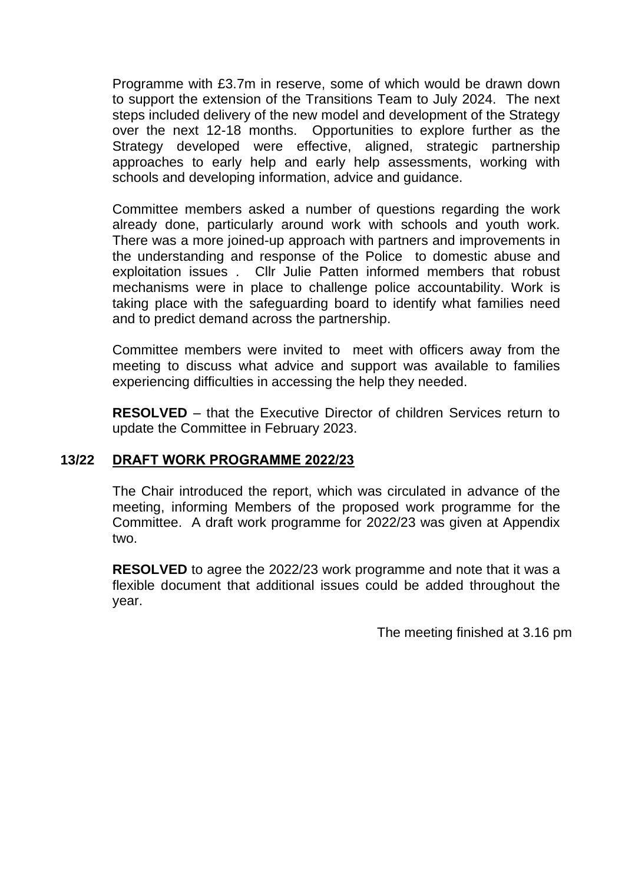Programme with £3.7m in reserve, some of which would be drawn down to support the extension of the Transitions Team to July 2024. The next steps included delivery of the new model and development of the Strategy over the next 12-18 months. Opportunities to explore further as the Strategy developed were effective, aligned, strategic partnership approaches to early help and early help assessments, working with schools and developing information, advice and guidance.

Committee members asked a number of questions regarding the work already done, particularly around work with schools and youth work. There was a more joined-up approach with partners and improvements in the understanding and response of the Police to domestic abuse and exploitation issues . Cllr Julie Patten informed members that robust mechanisms were in place to challenge police accountability. Work is taking place with the safeguarding board to identify what families need and to predict demand across the partnership.

Committee members were invited to meet with officers away from the meeting to discuss what advice and support was available to families experiencing difficulties in accessing the help they needed.

**RESOLVED** – that the Executive Director of children Services return to update the Committee in February 2023.

## 13/22 DRAFT WORK PROGRAMME 2022/23

The Chair introduced the report, which was circulated in advance of the meeting, informing Members of the proposed work programme for the Committee. A draft work programme for 2022/23 was given at Appendix two.

**RESOLVED** to agree the 2022/23 work programme and note that it was a flexible document that additional issues could be added throughout the year.

The meeting finished at 3.16 pm